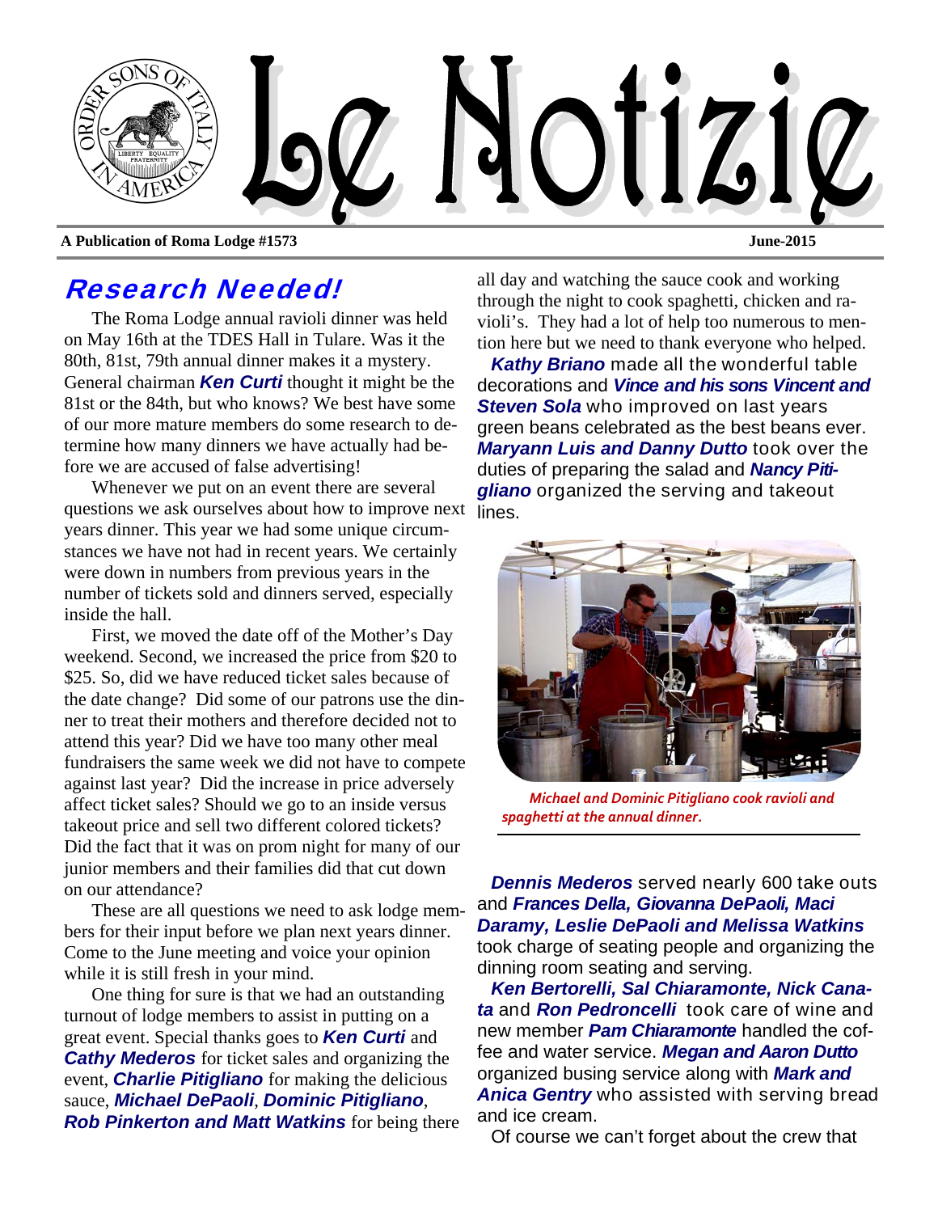# Le Notizie

**A Publication of Roma Lodge #1573** **June-2015**

## Research Needed!

The Roma Lodge annual ravioli dinner was held on May 16th at the TDES Hall in Tulare. Was it the 80th, 81st, 79th annual dinner makes it a mystery. General chairman ***Ken Curti*** thought it might be the 81st or the 84th, but who knows? We best have some of our more mature members do some research to determine how many dinners we have actually had before we are accused of false advertising!

Whenever we put on an event there are several questions we ask ourselves about how to improve next years dinner. This year we had some unique circumstances we have not had in recent years. We certainly were down in numbers from previous years in the number of tickets sold and dinners served, especially inside the hall.

First, we moved the date off of the Mother's Day weekend. Second, we increased the price from $20 to $25. So, did we have reduced ticket sales because of the date change? Did some of our patrons use the dinner to treat their mothers and therefore decided not to attend this year? Did we have too many other meal fundraisers the same week we did not have to compete against last year? Did the increase in price adversely affect ticket sales? Should we go to an inside versus takeout price and sell two different colored tickets? Did the fact that it was on prom night for many of our junior members and their families did that cut down on our attendance?

These are all questions we need to ask lodge members for their input before we plan next years dinner. Come to the June meeting and voice your opinion while it is still fresh in your mind.

One thing for sure is that we had an outstanding turnout of lodge members to assist in putting on a great event. Special thanks goes to ***Ken Curti*** and ***Cathy Mederos*** for ticket sales and organizing the event, ***Charlie Pitigliano*** for making the delicious sauce, ***Michael DePaoli***, ***Dominic Pitigliano***, ***Rob Pinkerton and Matt Watkins*** for being there all day and watching the sauce cook and working through the night to cook spaghetti, chicken and ravioli's. They had a lot of help too numerous to mention here but we need to thank everyone who helped.

***Kathy Briano*** made all the wonderful table decorations and ***Vince and his sons Vincent and Steven Sola*** who improved on last years green beans celebrated as the best beans ever. ***Maryann Luis and Danny Dutto*** took over the duties of preparing the salad and ***Nancy Pitigliano*** organized the serving and takeout lines.

*Michael and Dominic Pitigliano cook ravioli and spaghetti at the annual dinner.*

***Dennis Mederos*** served nearly 600 take outs and ***Frances Della, Giovanna DePaoli, Maci Daramy, Leslie DePaoli and Melissa Watkins*** took charge of seating people and organizing the dinning room seating and serving.

***Ken Bertorelli, Sal Chiaramonte, Nick Canata*** and ***Ron Pedroncelli*** took care of wine and new member ***Pam Chiaramonte*** handled the coffee and water service. ***Megan and Aaron Dutto*** organized busing service along with ***Mark and Anica Gentry*** who assisted with serving bread and ice cream.

Of course we can't forget about the crew that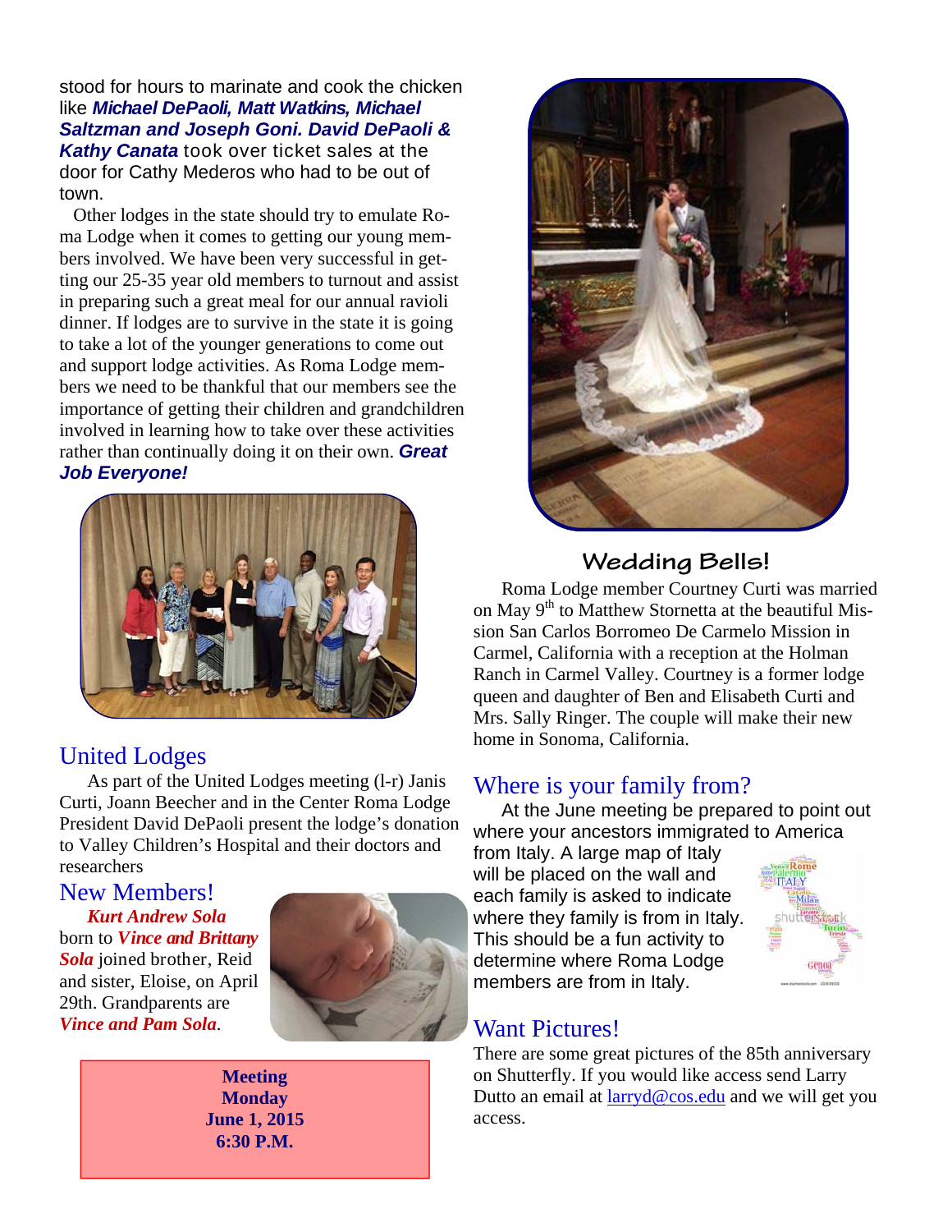stood for hours to marinate and cook the chicken like ***Michael DePaoli, Matt Watkins, Michael Saltzman and Joseph Goni. David DePaoli & Kathy Canata*** took over ticket sales at the door for Cathy Mederos who had to be out of town.

Other lodges in the state should try to emulate Roma Lodge when it comes to getting our young members involved. We have been very successful in getting our 25-35 year old members to turnout and assist in preparing such a great meal for our annual ravioli dinner. If lodges are to survive in the state it is going to take a lot of the younger generations to come out and support lodge activities. As Roma Lodge members we need to be thankful that our members see the importance of getting their children and grandchildren involved in learning how to take over these activities rather than continually doing it on their own. ***Great Job Everyone!***

## United Lodges

As part of the United Lodges meeting (l-r) Janis Curti, Joann Beecher and in the Center Roma Lodge President David DePaoli present the lodge's donation to Valley Children's Hospital and their doctors and researchers

## New Members!

***Kurt Andrew Sola*** born to ***Vince and Brittany Sola*** joined brother, Reid and sister, Eloise, on April 29th. Grandparents are ***Vince and Pam Sola***.

**Meeting**
**Monday**
**June 1, 2015**
**6:30 P.M.**

## Wedding Bells!

Roma Lodge member Courtney Curti was married on May 9th to Matthew Stornetta at the beautiful Mission San Carlos Borromeo De Carmelo Mission in Carmel, California with a reception at the Holman Ranch in Carmel Valley. Courtney is a former lodge queen and daughter of Ben and Elisabeth Curti and Mrs. Sally Ringer. The couple will make their new home in Sonoma, California.

## Where is your family from?

At the June meeting be prepared to point out where your ancestors immigrated to America from Italy. A large map of Italy will be placed on the wall and each family is asked to indicate where they family is from in Italy. This should be a fun activity to determine where Roma Lodge members are from in Italy.

## Want Pictures!

There are some great pictures of the 85th anniversary on Shutterfly. If you would like access send Larry Dutto an email at larryd@cos.edu and we will get you access.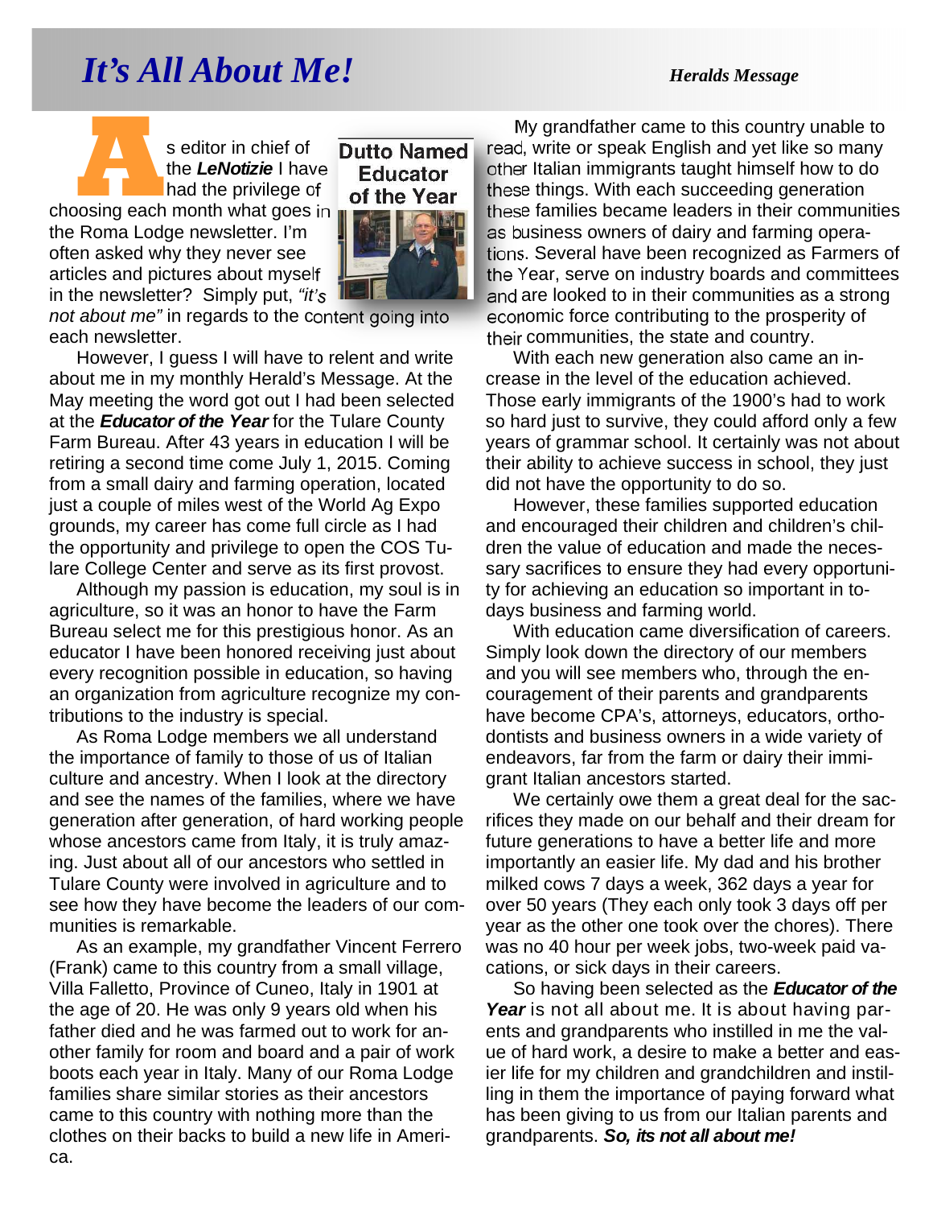# It's All About Me!

*Heralds Message*

As editor in chief of the ***LeNotizie*** I have had the privilege of choosing each month what goes in the Roma Lodge newsletter. I'm often asked why they never see articles and pictures about myself in the newsletter? Simply put, *"it's not about me"* in regards to the content going into each newsletter.

**Dutto Named Educator of the Year**

However, I guess I will have to relent and write about me in my monthly Herald's Message. At the May meeting the word got out I had been selected at the ***Educator of the Year*** for the Tulare County Farm Bureau. After 43 years in education I will be retiring a second time come July 1, 2015. Coming from a small dairy and farming operation, located just a couple of miles west of the World Ag Expo grounds, my career has come full circle as I had the opportunity and privilege to open the COS Tulare College Center and serve as its first provost.

Although my passion is education, my soul is in agriculture, so it was an honor to have the Farm Bureau select me for this prestigious honor. As an educator I have been honored receiving just about every recognition possible in education, so having an organization from agriculture recognize my contributions to the industry is special.

As Roma Lodge members we all understand the importance of family to those of us of Italian culture and ancestry. When I look at the directory and see the names of the families, where we have generation after generation, of hard working people whose ancestors came from Italy, it is truly amazing. Just about all of our ancestors who settled in Tulare County were involved in agriculture and to see how they have become the leaders of our communities is remarkable.

As an example, my grandfather Vincent Ferrero (Frank) came to this country from a small village, Villa Falletto, Province of Cuneo, Italy in 1901 at the age of 20. He was only 9 years old when his father died and he was farmed out to work for another family for room and board and a pair of work boots each year in Italy. Many of our Roma Lodge families share similar stories as their ancestors came to this country with nothing more than the clothes on their backs to build a new life in America.

My grandfather came to this country unable to read, write or speak English and yet like so many other Italian immigrants taught himself how to do these things. With each succeeding generation these families became leaders in their communities as business owners of dairy and farming operations. Several have been recognized as Farmers of the Year, serve on industry boards and committees and are looked to in their communities as a strong economic force contributing to the prosperity of their communities, the state and country.

With each new generation also came an increase in the level of the education achieved. Those early immigrants of the 1900's had to work so hard just to survive, they could afford only a few years of grammar school. It certainly was not about their ability to achieve success in school, they just did not have the opportunity to do so.

However, these families supported education and encouraged their children and children's children the value of education and made the necessary sacrifices to ensure they had every opportunity for achieving an education so important in todays business and farming world.

With education came diversification of careers. Simply look down the directory of our members and you will see members who, through the encouragement of their parents and grandparents have become CPA's, attorneys, educators, orthodontists and business owners in a wide variety of endeavors, far from the farm or dairy their immigrant Italian ancestors started.

We certainly owe them a great deal for the sacrifices they made on our behalf and their dream for future generations to have a better life and more importantly an easier life. My dad and his brother milked cows 7 days a week, 362 days a year for over 50 years (They each only took 3 days off per year as the other one took over the chores). There was no 40 hour per week jobs, two-week paid vacations, or sick days in their careers.

So having been selected as the ***Educator of the Year*** is not all about me. It is about having parents and grandparents who instilled in me the value of hard work, a desire to make a better and easier life for my children and grandchildren and instilling in them the importance of paying forward what has been giving to us from our Italian parents and grandparents. ***So, its not all about me!***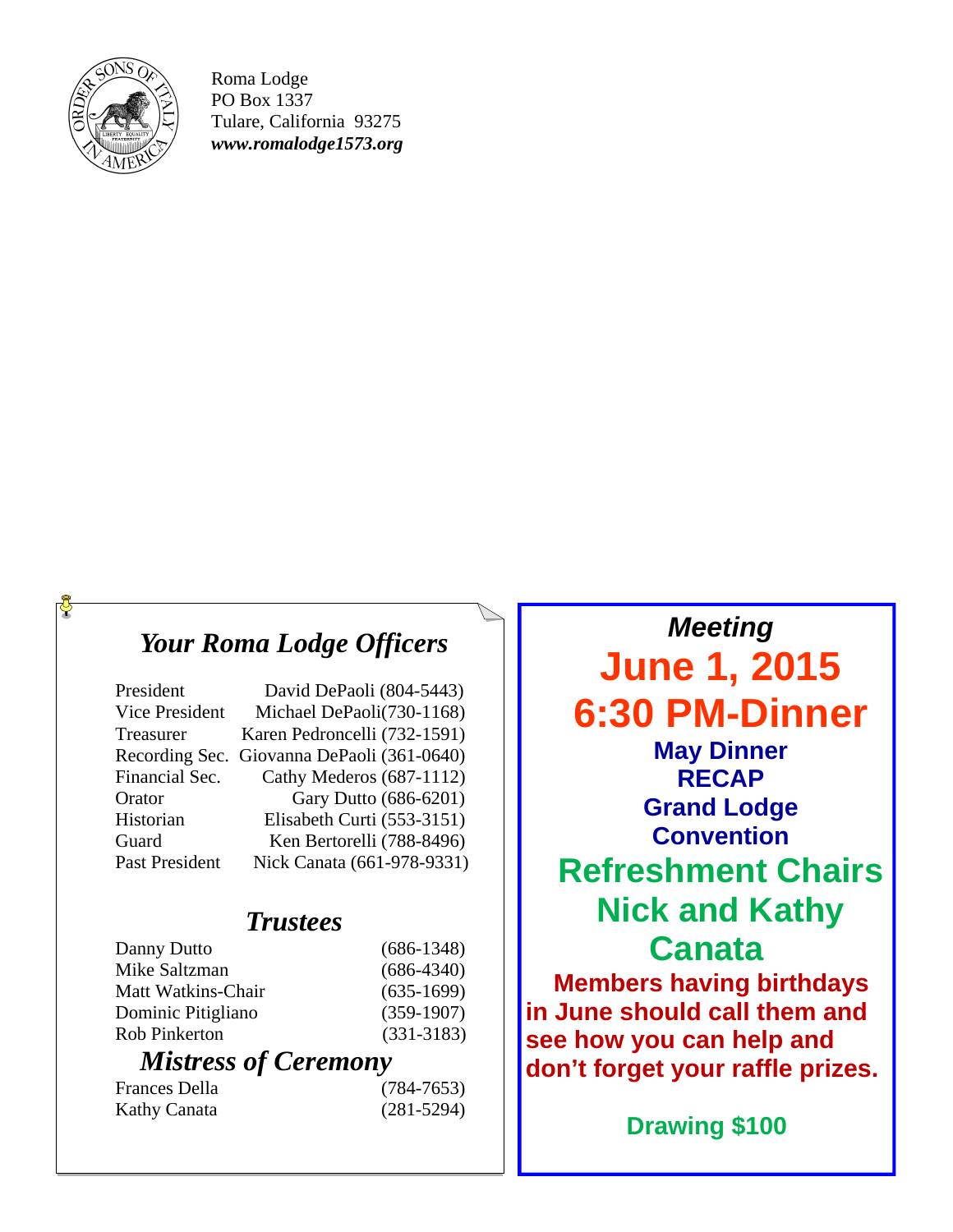Roma Lodge
PO Box 1337
Tulare, California  93275
***www.romalodge1573.org***

## *Your Roma Lodge Officers*

| | |
|---|---|
| President | David DePaoli (804-5443) |
| Vice President | Michael DePaoli(730-1168) |
| Treasurer | Karen Pedroncelli (732-1591) |
| Recording Sec. | Giovanna DePaoli (361-0640) |
| Financial Sec. | Cathy Mederos (687-1112) |
| Orator | Gary Dutto (686-6201) |
| Historian | Elisabeth Curti (553-3151) |
| Guard | Ken Bertorelli (788-8496) |
| Past President | Nick Canata (661-978-9331) |

### *Trustees*

| | |
|---|---|
| Danny Dutto | (686-1348) |
| Mike Saltzman | (686-4340) |
| Matt Watkins-Chair | (635-1699) |
| Dominic Pitigliano | (359-1907) |
| Rob Pinkerton | (331-3183) |

### *Mistress of Ceremony*

| | |
|---|---|
| Frances Della | (784-7653) |
| Kathy Canata | (281-5294) |

***Meeting***

# June 1, 2015
# 6:30 PM-Dinner

**May Dinner**
**RECAP**
**Grand Lodge**
**Convention**

## Refreshment Chairs Nick and Kathy Canata

**Members having birthdays in June should call them and see how you can help and don't forget your raffle prizes.**

**Drawing $100**